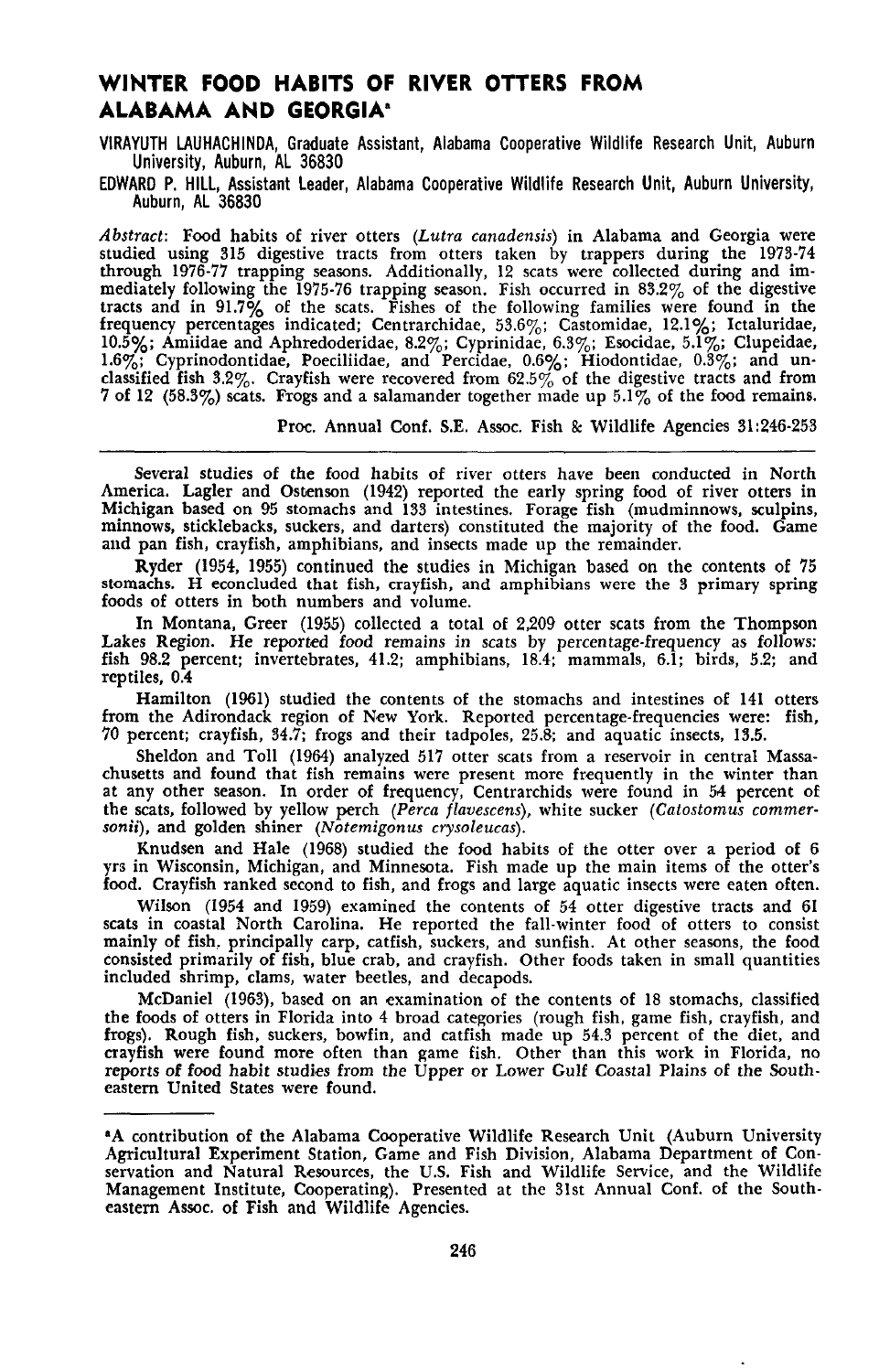# WINTER FOOD HABITS OF RIVER OTTERS FROM ALABAMA AND GEORGIA[a]

VIRAYUTH LAUHACHINDA, Graduate Assistant, Alabama Cooperative Wildlife Research Unit, Auburn University, Auburn, AL 36830

EDWARD P. HILL, Assistant Leader, Alabama Cooperative Wildlife Research Unit, Auburn University, Auburn, AL 36830

*Abstract*: Food habits of river otters (*Lutra canadensis*) in Alabama and Georgia were studied using 315 digestive tracts from otters taken by trappers during the 1973-74 through 1976-77 trapping seasons. Additionally, 12 scats were collected during and immediately following the 1975-76 trapping season. Fish occurred in 83.2% of the digestive tracts and in 91.7% of the scats. Fishes of the following families were found in the frequency percentages indicated; Centrarchidae, 53.6%; Castomidae, 12.1%; Ictaluridae, 10.5%; Amiidae and Aphredoderidae, 8.2%; Cyprinidae, 6.3%; Esocidae, 5.1%; Clupeidae, 1.6%; Cyprinodontidae, Poeciliidae, and Percidae, 0.6%; Hiodontidae, 0.3%; and unclassified fish 3.2%. Crayfish were recovered from 62.5% of the digestive tracts and from 7 of 12 (58.3%) scats. Frogs and a salamander together made up 5.1% of the food remains.

Proc. Annual Conf. S.E. Assoc. Fish & Wildlife Agencies 31:246-253

---

Several studies of the food habits of river otters have been conducted in North America. Lagler and Ostenson (1942) reported the early spring food of river otters in Michigan based on 95 stomachs and 133 intestines. Forage fish (mudminnows, sculpins, minnows, sticklebacks, suckers, and darters) constituted the majority of the food. Game and pan fish, crayfish, amphibians, and insects made up the remainder.

Ryder (1954, 1955) continued the studies in Michigan based on the contents of 75 stomachs. H econcluded that fish, crayfish, and amphibians were the 3 primary spring foods of otters in both numbers and volume.

In Montana, Greer (1955) collected a total of 2,209 otter scats from the Thompson Lakes Region. He reported food remains in scats by percentage-frequency as follows: fish 98.2 percent; invertebrates, 41.2; amphibians, 18.4; mammals, 6.1; birds, 5.2; and reptiles, 0.4

Hamilton (1961) studied the contents of the stomachs and intestines of 141 otters from the Adirondack region of New York. Reported percentage-frequencies were: fish, 70 percent; crayfish, 34.7; frogs and their tadpoles, 25.8; and aquatic insects, 13.5.

Sheldon and Toll (1964) analyzed 517 otter scats from a reservoir in central Massachusetts and found that fish remains were present more frequently in the winter than at any other season. In order of frequency, Centrarchids were found in 54 percent of the scats, followed by yellow perch (*Perca flavescens*), white sucker (*Catostomus commersonii*), and golden shiner (*Notemigonus crysoleucas*).

Knudsen and Hale (1968) studied the food habits of the otter over a period of 6 yrs in Wisconsin, Michigan, and Minnesota. Fish made up the main items of the otter's food. Crayfish ranked second to fish, and frogs and large aquatic insects were eaten often.

Wilson (1954 and 1959) examined the contents of 54 otter digestive tracts and 61 scats in coastal North Carolina. He reported the fall-winter food of otters to consist mainly of fish, principally carp, catfish, suckers, and sunfish. At other seasons, the food consisted primarily of fish, blue crab, and crayfish. Other foods taken in small quantities included shrimp, clams, water beetles, and decapods.

McDaniel (1963), based on an examination of the contents of 18 stomachs, classified the foods of otters in Florida into 4 broad categories (rough fish, game fish, crayfish, and frogs). Rough fish, suckers, bowfin, and catfish made up 54.3 percent of the diet, and crayfish were found more often than game fish. Other than this work in Florida, no reports of food habit studies from the Upper or Lower Gulf Coastal Plains of the Southeastern United States were found.

---

[a]A contribution of the Alabama Cooperative Wildlife Research Unit (Auburn University Agricultural Experiment Station, Game and Fish Division, Alabama Department of Conservation and Natural Resources, the U.S. Fish and Wildlife Service, and the Wildlife Management Institute, Cooperating). Presented at the 31st Annual Conf. of the Southeastern Assoc. of Fish and Wildlife Agencies.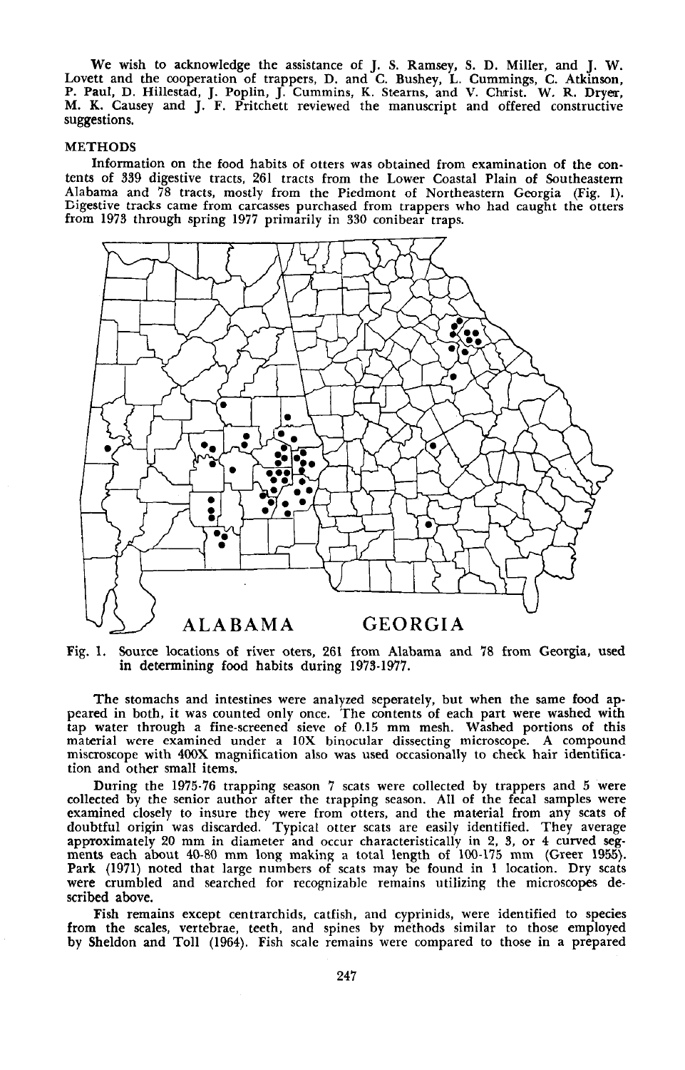We wish to acknowledge the assistance of J. S. Ramsey, S. D. Miller, and J. W. Lovett and the cooperation of trappers, D. and C. Bushey, L. Cummings, C. Atkinson, P. Paul, D. Hillestad, J. Poplin, J. Cummins, K. Stearns, and V. Christ. W. R. Dryer, M. K. Causey and J. F. Pritchett reviewed the manuscript and offered constructive suggestions.

## METHODS

Information on the food habits of otters was obtained from examination of the contents of 339 digestive tracts, 261 tracts from the Lower Coastal Plain of Southeastern Alabama and 78 tracts, mostly from the Piedmont of Northeastern Georgia (Fig. 1). Digestive tracks came from carcasses purchased from trappers who had caught the otters from 1973 through spring 1977 primarily in 330 conibear traps.

Fig. 1. Source locations of river oters, 261 from Alabama and 78 from Georgia, used in determining food habits during 1973-1977.

The stomachs and intestines were analyzed seperately, but when the same food appeared in both, it was counted only once. The contents of each part were washed with tap water through a fine-screened sieve of 0.15 mm mesh. Washed portions of this material were examined under a 10X binocular dissecting microscope. A compound miscroscope with 400X magnification also was used occasionally to check hair identification and other small items.

During the 1975-76 trapping season 7 scats were collected by trappers and 5 were collected by the senior author after the trapping season. All of the fecal samples were examined closely to insure they were from otters, and the material from any scats of doubtful origin was discarded. Typical otter scats are easily identified. They average approximately 20 mm in diameter and occur characteristically in 2, 3, or 4 curved segments each about 40-80 mm long making a total length of 100-175 mm (Greer 1955). Park (1971) noted that large numbers of scats may be found in 1 location. Dry scats were crumbled and searched for recognizable remains utilizing the microscopes described above.

Fish remains except centrarchids, catfish, and cyprinids, were identified to species from the scales, vertebrae, teeth, and spines by methods similar to those employed by Sheldon and Toll (1964). Fish scale remains were compared to those in a prepared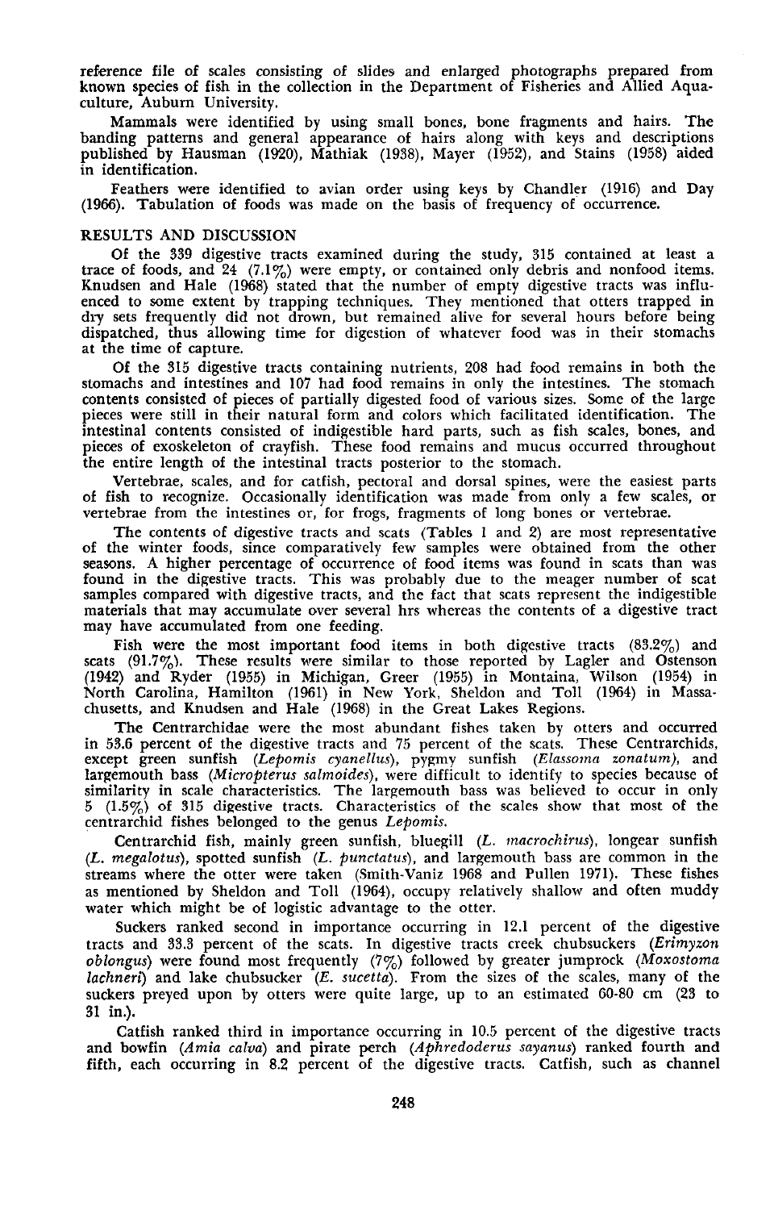reference file of scales consisting of slides and enlarged photographs prepared from known species of fish in the collection in the Department of Fisheries and Allied Aquaculture, Auburn University.

Mammals were identified by using small bones, bone fragments and hairs. The banding patterns and general appearance of hairs along with keys and descriptions published by Hausman (1920), Mathiak (1938), Mayer (1952), and Stains (1958) aided in identification.

Feathers were identified to avian order using keys by Chandler (1916) and Day (1966). Tabulation of foods was made on the basis of frequency of occurrence.

## RESULTS AND DISCUSSION

Of the 339 digestive tracts examined during the study, 315 contained at least a trace of foods, and 24 (7.1%) were empty, or contained only debris and nonfood items. Knudsen and Hale (1968) stated that the number of empty digestive tracts was influenced to some extent by trapping techniques. They mentioned that otters trapped in dry sets frequently did not drown, but remained alive for several hours before being dispatched, thus allowing time for digestion of whatever food was in their stomachs at the time of capture.

Of the 315 digestive tracts containing nutrients, 208 had food remains in both the stomachs and intestines and 107 had food remains in only the intestines. The stomach contents consisted of pieces of partially digested food of various sizes. Some of the large pieces were still in their natural form and colors which facilitated identification. The intestinal contents consisted of indigestible hard parts, such as fish scales, bones, and pieces of exoskeleton of crayfish. These food remains and mucus occurred throughout the entire length of the intestinal tracts posterior to the stomach.

Vertebrae, scales, and for catfish, pectoral and dorsal spines, were the easiest parts of fish to recognize. Occasionally identification was made from only a few scales, or vertebrae from the intestines or, for frogs, fragments of long bones or vertebrae.

The contents of digestive tracts and scats (Tables 1 and 2) are most representative of the winter foods, since comparatively few samples were obtained from the other seasons. A higher percentage of occurrence of food items was found in scats than was found in the digestive tracts. This was probably due to the meager number of scat samples compared with digestive tracts, and the fact that scats represent the indigestible materials that may accumulate over several hrs whereas the contents of a digestive tract may have accumulated from one feeding.

Fish were the most important food items in both digestive tracts (83.2%) and scats (91.7%). These results were similar to those reported by Lagler and Ostenson (1942) and Ryder (1955) in Michigan, Greer (1955) in Montaina, Wilson (1954) in North Carolina, Hamilton (1961) in New York, Sheldon and Toll (1964) in Massachusetts, and Knudsen and Hale (1968) in the Great Lakes Regions.

The Centrarchidae were the most abundant fishes taken by otters and occurred in 53.6 percent of the digestive tracts and 75 percent of the scats. These Centrarchids, except green sunfish (*Lepomis cyanellus*), pygmy sunfish (*Elassoma zonatum*), and largemouth bass (*Micropterus salmoides*), were difficult to identify to species because of similarity in scale characteristics. The largemouth bass was believed to occur in only 5 (1.5%) of 315 digestive tracts. Characteristics of the scales show that most of the centrarchid fishes belonged to the genus *Lepomis*.

Centrarchid fish, mainly green sunfish, bluegill (*L. macrochirus*), longear sunfish (*L. megalotus*), spotted sunfish (*L. punctatus*), and largemouth bass are common in the streams where the otter were taken (Smith-Vaniz 1968 and Pullen 1971). These fishes as mentioned by Sheldon and Toll (1964), occupy relatively shallow and often muddy water which might be of logistic advantage to the otter.

Suckers ranked second in importance occurring in 12.1 percent of the digestive tracts and 33.3 percent of the scats. In digestive tracts creek chubsuckers (*Erimyzon oblongus*) were found most frequently (7%) followed by greater jumprock (*Moxostoma lachneri*) and lake chubsucker (*E. sucetta*). From the sizes of the scales, many of the suckers preyed upon by otters were quite large, up to an estimated 60-80 cm (23 to 31 in.).

Catfish ranked third in importance occurring in 10.5 percent of the digestive tracts and bowfin (*Amia calva*) and pirate perch (*Aphredoderus sayanus*) ranked fourth and fifth, each occurring in 8.2 percent of the digestive tracts. Catfish, such as channel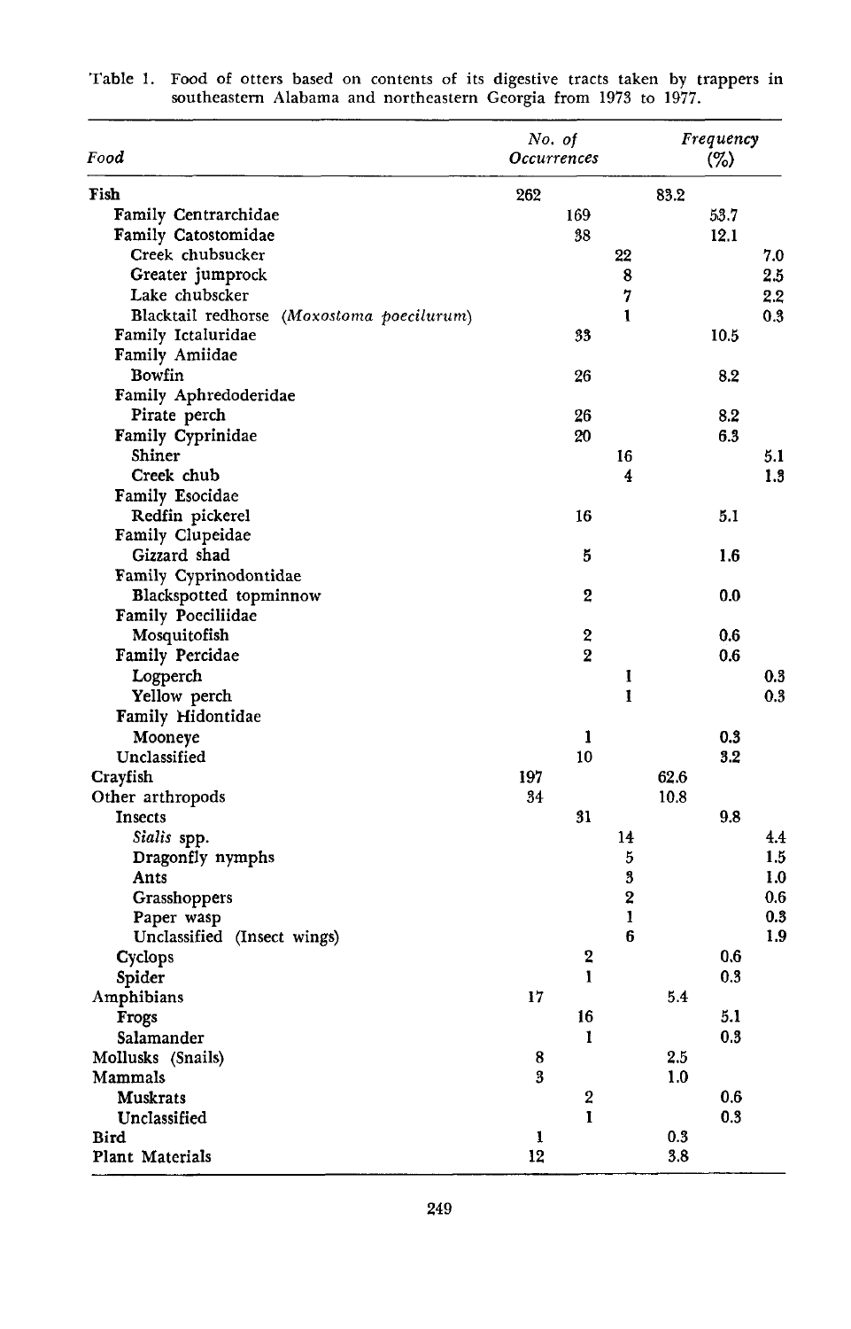Table 1. Food of otters based on contents of its digestive tracts taken by trappers in southeastern Alabama and northeastern Georgia from 1973 to 1977.

| Food | No. of Occurrences | | | Frequency (%) | | |
|---|---|---|---|---|---|---|
| Fish | 262 | | | 83.2 | | |
| Family Centrarchidae | | 169 | | | 53.7 | |
| Family Catostomidae | | 38 | | | 12.1 | |
| Creek chubsucker | | | 22 | | | 7.0 |
| Greater jumprock | | | 8 | | | 2.5 |
| Lake chubsucker | | | 7 | | | 2.2 |
| Blacktail redhorse (*Moxostoma poecilurum*) | | | 1 | | | 0.3 |
| Family Ictaluridae | | 33 | | | 10.5 | |
| Family Amiidae | | | | | | |
| Bowfin | | 26 | | | 8.2 | |
| Family Aphredoderidae | | | | | | |
| Pirate perch | | 26 | | | 8.2 | |
| Family Cyprinidae | | 20 | | | 6.3 | |
| Shiner | | | 16 | | | 5.1 |
| Creek chub | | | 4 | | | 1.3 |
| Family Esocidae | | | | | | |
| Redfin pickerel | | 16 | | | 5.1 | |
| Family Clupeidae | | | | | | |
| Gizzard shad | | 5 | | | 1.6 | |
| Family Cyprinodontidae | | | | | | |
| Blackspotted topminnow | | 2 | | | 0.0 | |
| Family Pocciliidae | | | | | | |
| Mosquitofish | | 2 | | | 0.6 | |
| Family Percidae | | 2 | | | 0.6 | |
| Logperch | | | 1 | | | 0.3 |
| Yellow perch | | | 1 | | | 0.3 |
| Family Hidontidae | | | | | | |
| Mooneye | | 1 | | | 0.3 | |
| Unclassified | | 10 | | | 3.2 | |
| Crayfish | 197 | | | 62.6 | | |
| Other arthropods | 34 | | | 10.8 | | |
| Insects | | 31 | | | 9.8 | |
| *Sialis* spp. | | | 14 | | | 4.4 |
| Dragonfly nymphs | | | 5 | | | 1.5 |
| Ants | | | 3 | | | 1.0 |
| Grasshoppers | | | 2 | | | 0.6 |
| Paper wasp | | | 1 | | | 0.3 |
| Unclassified (Insect wings) | | | 6 | | | 1.9 |
| Cyclops | | 2 | | | 0.6 | |
| Spider | | 1 | | | 0.3 | |
| Amphibians | 17 | | | 5.4 | | |
| Frogs | | 16 | | | 5.1 | |
| Salamander | | 1 | | | 0.3 | |
| Mollusks (Snails) | 8 | | | 2.5 | | |
| Mammals | 3 | | | 1.0 | | |
| Muskrats | | 2 | | | 0.6 | |
| Unclassified | | 1 | | | 0.3 | |
| Bird | 1 | | | 0.3 | | |
| Plant Materials | 12 | | | 3.8 | | |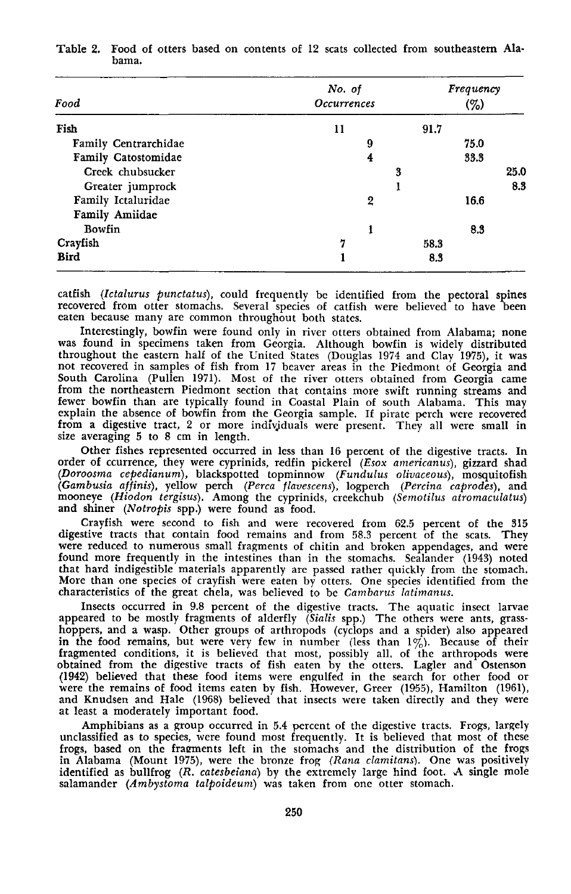Table 2. Food of otters based on contents of 12 scats collected from southeastern Alabama.

| Food | No. of Occurrences | | | Frequency (%) | | |
|---|---|---|---|---|---|---|
| Fish | 11 | | | 91.7 | | |
| Family Centrarchidae | | 9 | | | 75.0 | |
| Family Catostomidae | | 4 | | | 33.3 | |
| Creek chubsucker | | | 3 | | | 25.0 |
| Greater jumprock | | | 1 | | | 8.3 |
| Family Ictaluridae | | 2 | | | 16.6 | |
| Family Amiidae | | | | | | |
| Bowfin | | 1 | | | 8.3 | |
| Crayfish | 7 | | | 58.3 | | |
| Bird | 1 | | | 8.3 | | |

catfish (*Ictalurus punctatus*), could frequently be identified from the pectoral spines recovered from otter stomachs. Several species of catfish were believed to have been eaten because many are common throughout both states.

Interestingly, bowfin were found only in river otters obtained from Alabama; none was found in specimens taken from Georgia. Although bowfin is widely distributed throughout the eastern half of the United States (Douglas 1974 and Clay 1975), it was not recovered in samples of fish from 17 beaver areas in the Piedmont of Georgia and South Carolina (Pullen 1971). Most of the river otters obtained from Georgia came from the northeastern Piedmont section that contains more swift running streams and fewer bowfin than are typically found in Coastal Plain of south Alabama. This may explain the absence of bowfin from the Georgia sample. If pirate perch were recovered from a digestive tract, 2 or more individuals were present. They all were small in size averaging 5 to 8 cm in length.

Other fishes represented occurred in less than 16 percent of the digestive tracts. In order of ccurrence, they were cyprinids, redfin pickerel (*Esox americanus*), gizzard shad (*Doroosma cepedianum*), blackspotted topminnow (*Fundulus olivaceous*), mosquitofish (*Gambusia affinis*), yellow perch (*Perca flavescens*), logperch (*Percina caprodes*), and mooneye (*Hiodon tergisus*). Among the cyprinids, creekchub (*Semotilus atromaculatus*) and shiner (*Notropis* spp.) were found as food.

Crayfish were second to fish and were recovered from 62.5 percent of the 315 digestive tracts that contain food remains and from 58.3 percent of the scats. They were reduced to numerous small fragments of chitin and broken appendages, and were found more frequently in the intestines than in the stomachs. Sealander (1943) noted that hard indigestible materials apparently are passed rather quickly from the stomach. More than one species of crayfish were eaten by otters. One species identified from the characteristics of the great chela, was believed to be *Cambarus latimanus*.

Insects occurred in 9.8 percent of the digestive tracts. The aquatic insect larvae appeared to be mostly fragments of alderfly (*Sialis* spp.) The others were ants, grasshoppers, and a wasp. Other groups of arthropods (cyclops and a spider) also appeared in the food remains, but were very few in number (less than 1%). Because of their fragmented conditions, it is believed that most, possibly all, of the arthropods were obtained from the digestive tracts of fish eaten by the otters. Lagler and Ostenson (1942) believed that these food items were engulfed in the search for other food or were the remains of food items eaten by fish. However, Greer (1955), Hamilton (1961), and Knudsen and Hale (1968) believed that insects were taken directly and they were at least a moderately important food.

Amphibians as a group occurred in 5.4 percent of the digestive tracts. Frogs, largely unclassified as to species, were found most frequently. It is believed that most of these frogs, based on the fragments left in the stomachs and the distribution of the frogs in Alabama (Mount 1975), were the bronze frog (*Rana clamitans*). One was positively identified as bullfrog (*R. catesbeiana*) by the extremely large hind foot. A single mole salamander (*Ambystoma talpoideum*) was taken from one otter stomach.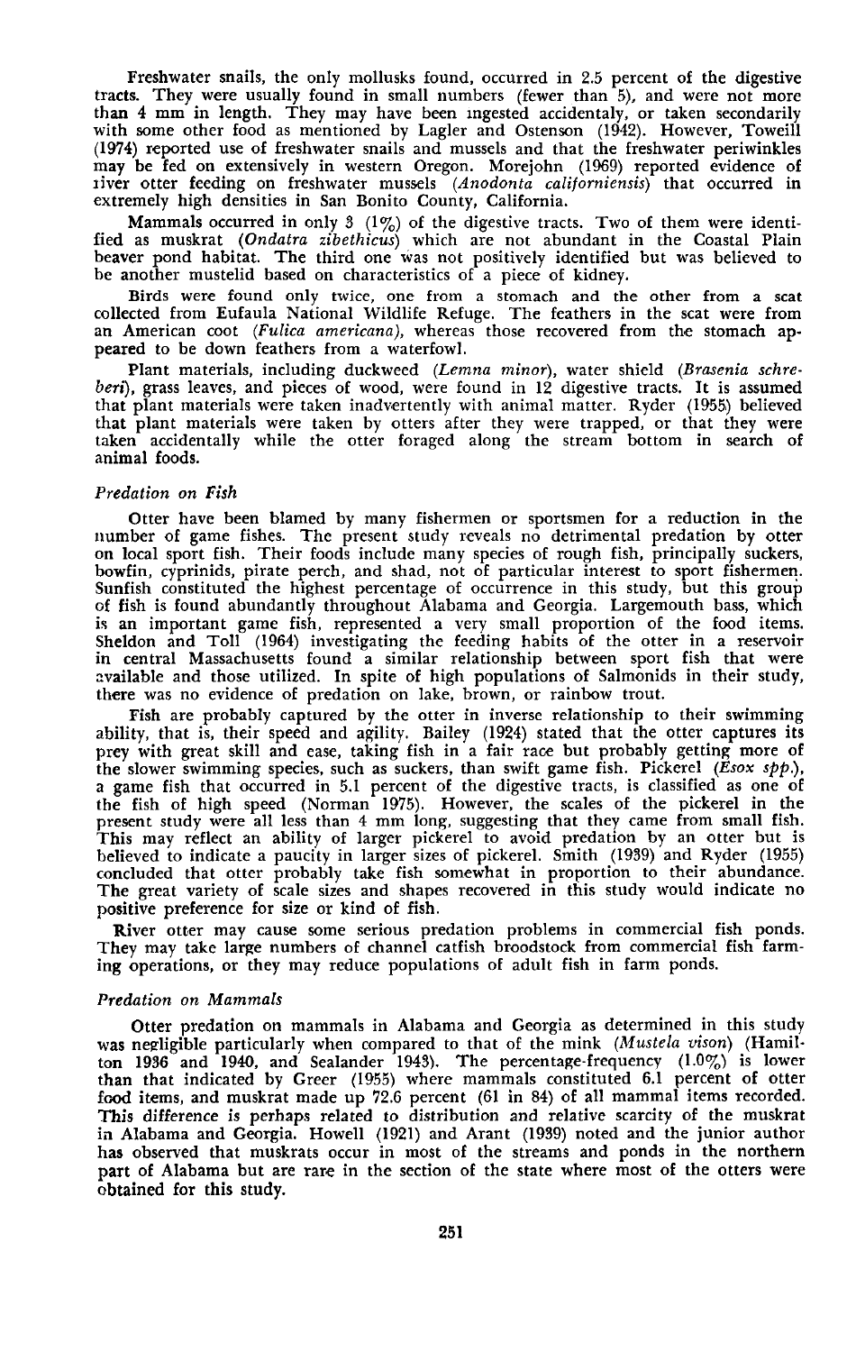Freshwater snails, the only mollusks found, occurred in 2.5 percent of the digestive tracts. They were usually found in small numbers (fewer than 5), and were not more than 4 mm in length. They may have been ingested accidentaly, or taken secondarily with some other food as mentioned by Lagler and Ostenson (1942). However, Toweill (1974) reported use of freshwater snails and mussels and that the freshwater periwinkles may be fed on extensively in western Oregon. Morejohn (1969) reported evidence of river otter feeding on freshwater mussels (*Anodonta californiensis*) that occurred in extremely high densities in San Bonito County, California.

Mammals occurred in only 3 (1%) of the digestive tracts. Two of them were identified as muskrat (*Ondatra zibethicus*) which are not abundant in the Coastal Plain beaver pond habitat. The third one was not positively identified but was believed to be another mustelid based on characteristics of a piece of kidney.

Birds were found only twice, one from a stomach and the other from a scat collected from Eufaula National Wildlife Refuge. The feathers in the scat were from an American coot (*Fulica americana*), whereas those recovered from the stomach appeared to be down feathers from a waterfowl.

Plant materials, including duckweed (*Lemna minor*), water shield (*Brasenia schreberi*), grass leaves, and pieces of wood, were found in 12 digestive tracts. It is assumed that plant materials were taken inadvertently with animal matter. Ryder (1955) believed that plant materials were taken by otters after they were trapped, or that they were taken accidentally while the otter foraged along the stream bottom in search of animal foods.

*Predation on Fish*

Otter have been blamed by many fishermen or sportsmen for a reduction in the number of game fishes. The present study reveals no detrimental predation by otter on local sport fish. Their foods include many species of rough fish, principally suckers, bowfin, cyprinids, pirate perch, and shad, not of particular interest to sport fishermen. Sunfish constituted the highest percentage of occurrence in this study, but this group of fish is found abundantly throughout Alabama and Georgia. Largemouth bass, which is an important game fish, represented a very small proportion of the food items. Sheldon and Toll (1964) investigating the feeding habits of the otter in a reservoir in central Massachusetts found a similar relationship between sport fish that were available and those utilized. In spite of high populations of Salmonids in their study, there was no evidence of predation on lake, brown, or rainbow trout.

Fish are probably captured by the otter in inverse relationship to their swimming ability, that is, their speed and agility. Bailey (1924) stated that the otter captures its prey with great skill and ease, taking fish in a fair race but probably getting more of the slower swimming species, such as suckers, than swift game fish. Pickerel (*Esox spp.*), a game fish that occurred in 5.1 percent of the digestive tracts, is classified as one of the fish of high speed (Norman 1975). However, the scales of the pickerel in the present study were all less than 4 mm long, suggesting that they came from small fish. This may reflect an ability of larger pickerel to avoid predation by an otter but is believed to indicate a paucity in larger sizes of pickerel. Smith (1939) and Ryder (1955) concluded that otter probably take fish somewhat in proportion to their abundance. The great variety of scale sizes and shapes recovered in this study would indicate no positive preference for size or kind of fish.

River otter may cause some serious predation problems in commercial fish ponds. They may take large numbers of channel catfish broodstock from commercial fish farming operations, or they may reduce populations of adult fish in farm ponds.

*Predation on Mammals*

Otter predation on mammals in Alabama and Georgia as determined in this study was negligible particularly when compared to that of the mink (*Mustela vison*) (Hamilton 1936 and 1940, and Sealander 1943). The percentage-frequency (1.0%) is lower than that indicated by Greer (1955) where mammals constituted 6.1 percent of otter food items, and muskrat made up 72.6 percent (61 in 84) of all mammal items recorded. This difference is perhaps related to distribution and relative scarcity of the muskrat in Alabama and Georgia. Howell (1921) and Arant (1939) noted and the junior author has observed that muskrats occur in most of the streams and ponds in the northern part of Alabama but are rare in the section of the state where most of the otters were obtained for this study.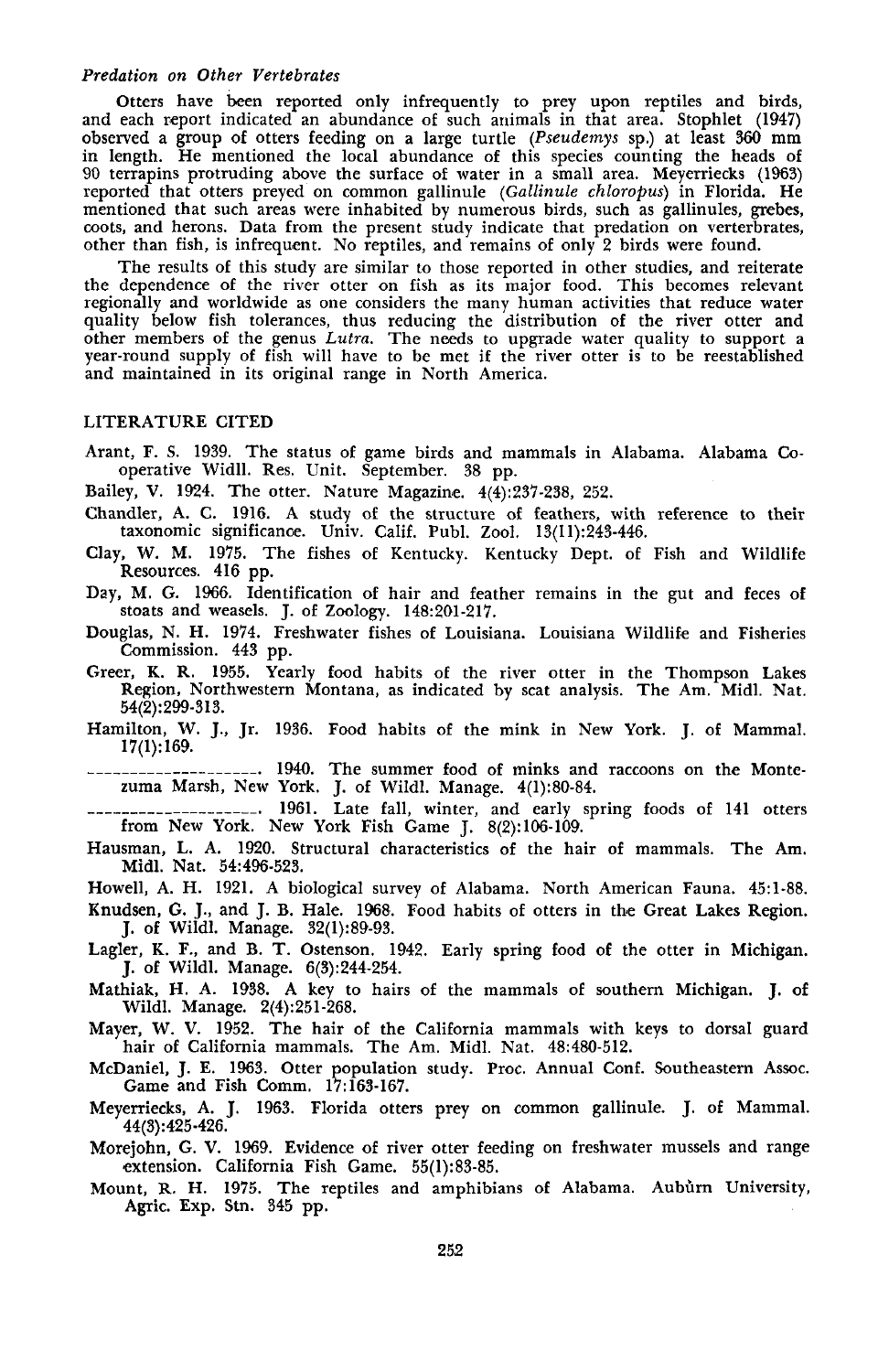*Predation on Other Vertebrates*

Otters have been reported only infrequently to prey upon reptiles and birds, and each report indicated an abundance of such animals in that area. Stophlet (1947) observed a group of otters feeding on a large turtle (*Pseudemys* sp.) at least 360 mm in length. He mentioned the local abundance of this species counting the heads of 90 terrapins protruding above the surface of water in a small area. Meyerriecks (1963) reported that otters preyed on common gallinule (*Gallinule chloropus*) in Florida. He mentioned that such areas were inhabited by numerous birds, such as gallinules, grebes, coots, and herons. Data from the present study indicate that predation on verterbrates, other than fish, is infrequent. No reptiles, and remains of only 2 birds were found.

The results of this study are similar to those reported in other studies, and reiterate the dependence of the river otter on fish as its major food. This becomes relevant regionally and worldwide as one considers the many human activities that reduce water quality below fish tolerances, thus reducing the distribution of the river otter and other members of the genus *Lutra*. The needs to upgrade water quality to support a year-round supply of fish will have to be met if the river otter is to be reestablished and maintained in its original range in North America.

## LITERATURE CITED

Arant, F. S. 1939. The status of game birds and mammals in Alabama. Alabama Cooperative Widll. Res. Unit. September. 38 pp.

Bailey, V. 1924. The otter. Nature Magazine. 4(4):237-238, 252.

Chandler, A. C. 1916. A study of the structure of feathers, with reference to their taxonomic significance. Univ. Calif. Publ. Zool. 13(11):243-446.

Clay, W. M. 1975. The fishes of Kentucky. Kentucky Dept. of Fish and Wildlife Resources. 416 pp.

Day, M. G. 1966. Identification of hair and feather remains in the gut and feces of stoats and weasels. J. of Zoology. 148:201-217.

Douglas, N. H. 1974. Freshwater fishes of Louisiana. Louisiana Wildlife and Fisheries Commission. 443 pp.

Greer, K. R. 1955. Yearly food habits of the river otter in the Thompson Lakes Region, Northwestern Montana, as indicated by scat analysis. The Am. Midl. Nat. 54(2):299-313.

Hamilton, W. J., Jr. 1936. Food habits of the mink in New York. J. of Mammal. 17(1):169.

\_\_\_\_\_\_\_\_\_\_\_\_\_\_\_\_\_\_\_\_. 1940. The summer food of minks and raccoons on the Montezuma Marsh, New York. J. of Wildl. Manage. 4(1):80-84.

\_\_\_\_\_\_\_\_\_\_\_\_\_\_\_\_\_\_\_\_. 1961. Late fall, winter, and early spring foods of 141 otters from New York. New York Fish Game J. 8(2):106-109.

Hausman, L. A. 1920. Structural characteristics of the hair of mammals. The Am. Midl. Nat. 54:496-523.

Howell, A. H. 1921. A biological survey of Alabama. North American Fauna. 45:1-88.

Knudsen, G. J., and J. B. Hale. 1968. Food habits of otters in the Great Lakes Region. J. of Wildl. Manage. 32(1):89-93.

Lagler, K. F., and B. T. Ostenson. 1942. Early spring food of the otter in Michigan. J. of Wildl. Manage. 6(3):244-254.

Mathiak, H. A. 1938. A key to hairs of the mammals of southern Michigan. J. of Wildl. Manage. 2(4):251-268.

Mayer, W. V. 1952. The hair of the California mammals with keys to dorsal guard hair of California mammals. The Am. Midl. Nat. 48:480-512.

McDaniel, J. E. 1963. Otter population study. Proc. Annual Conf. Southeastern Assoc. Game and Fish Comm. 17:163-167.

Meyerriecks, A. J. 1963. Florida otters prey on common gallinule. J. of Mammal. 44(3):425-426.

Morejohn, G. V. 1969. Evidence of river otter feeding on freshwater mussels and range extension. California Fish Game. 55(1):83-85.

Mount, R. H. 1975. The reptiles and amphibians of Alabama. Aubùrn University, Agric. Exp. Stn. 345 pp.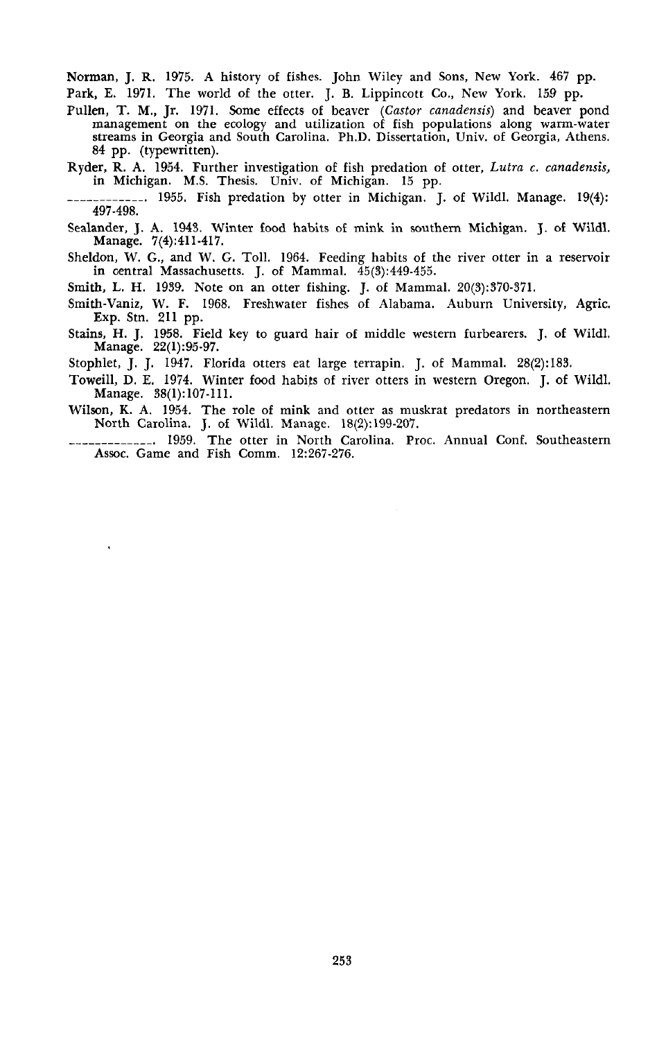Norman, J. R. 1975. A history of fishes. John Wiley and Sons, New York. 467 pp.

Park, E. 1971. The world of the otter. J. B. Lippincott Co., New York. 159 pp.

Pullen, T. M., Jr. 1971. Some effects of beaver (*Castor canadensis*) and beaver pond management on the ecology and utilization of fish populations along warm-water streams in Georgia and South Carolina. Ph.D. Dissertation, Univ. of Georgia, Athens. 84 pp. (typewritten).

Ryder, R. A. 1954. Further investigation of fish predation of otter, *Lutra c. canadensis*, in Michigan. M.S. Thesis. Univ. of Michigan. 15 pp.

\_\_\_\_\_\_\_\_\_\_\_\_. 1955. Fish predation by otter in Michigan. J. of Wildl. Manage. 19(4): 497-498.

Sealander, J. A. 1943. Winter food habits of mink in southern Michigan. J. of Wildl. Manage. 7(4):411-417.

Sheldon, W. G., and W. G. Toll. 1964. Feeding habits of the river otter in a reservoir in central Massachusetts. J. of Mammal. 45(3):449-455.

Smith, L. H. 1939. Note on an otter fishing. J. of Mammal. 20(3):370-371.

Smith-Vaniz, W. F. 1968. Freshwater fishes of Alabama. Auburn University, Agric. Exp. Stn. 211 pp.

Stains, H. J. 1958. Field key to guard hair of middle western furbearers. J. of Wildl. Manage. 22(1):95-97.

Stophlet, J. J. 1947. Florida otters eat large terrapin. J. of Mammal. 28(2):183.

Toweill, D. E. 1974. Winter food habits of river otters in western Oregon. J. of Wildl. Manage. 38(1):107-111.

Wilson, K. A. 1954. The role of mink and otter as muskrat predators in northeastern North Carolina. J. of Wildl. Manage. 18(2):199-207.

\_\_\_\_\_\_\_\_\_\_\_\_\_\_. 1959. The otter in North Carolina. Proc. Annual Conf. Southeastern Assoc. Game and Fish Comm. 12:267-276.